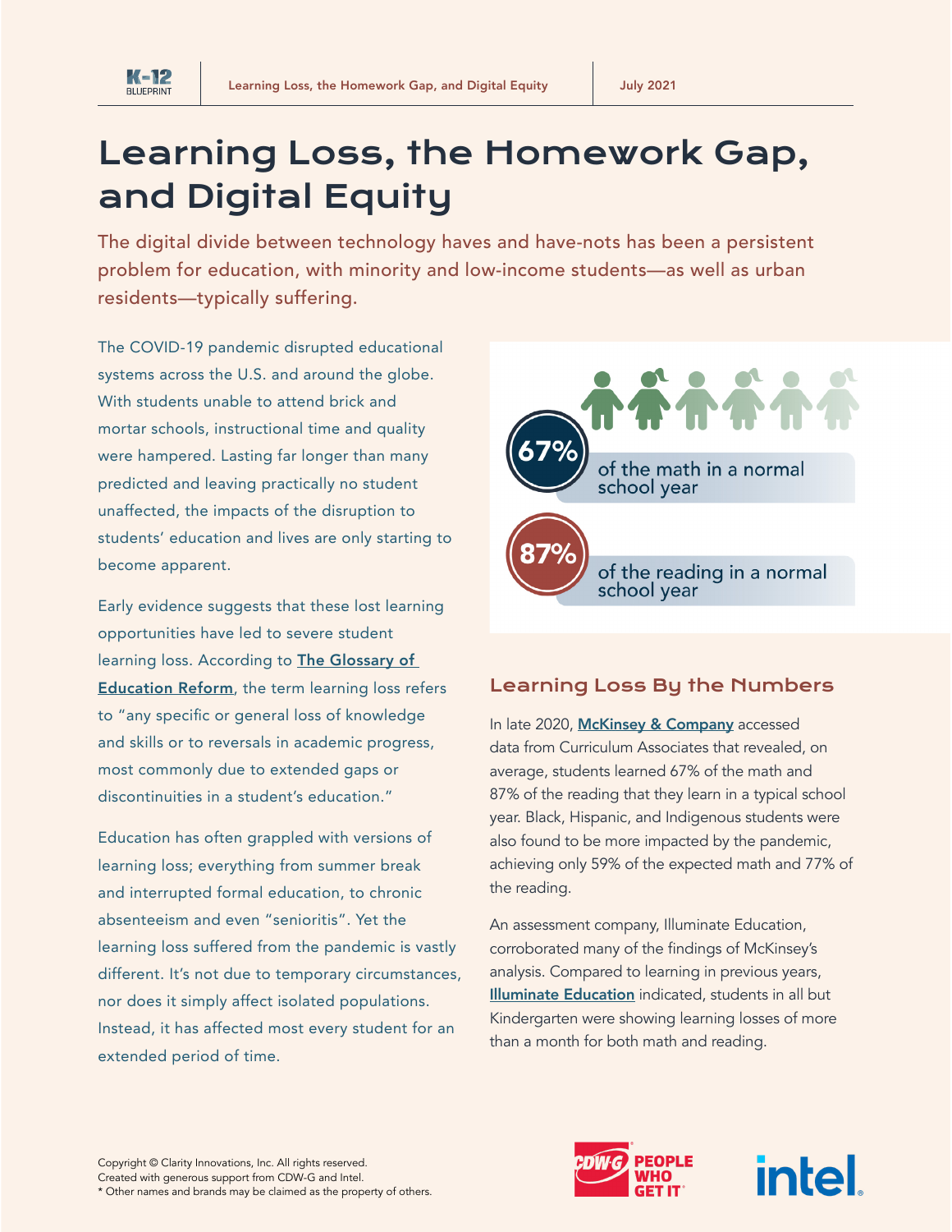# Learning Loss, the Homework Gap, and Digital Equity

The digital divide between technology haves and have-nots has been a persistent problem for education, with minority and low-income students—as well as urban residents—typically suffering.

The COVID-19 pandemic disrupted educational systems across the U.S. and around the globe. With students unable to attend brick and mortar schools, instructional time and quality were hampered. Lasting far longer than many predicted and leaving practically no student unaffected, the impacts of the disruption to students' education and lives are only starting to become apparent.

Early evidence suggests that these lost learning opportunities have led to severe student learning loss. According to **The Glossary of Education Reform**, the term learning loss refers to "any specific or general loss of knowledge and skills or to reversals in academic progress, most commonly due to extended gaps or discontinuities in a student's education."

Education has often grappled with versions of learning loss; everything from summer break and interrupted formal education, to chronic absenteeism and even "senioritis". Yet the learning loss suffered from the pandemic is vastly different. It's not due to temporary circumstances, nor does it simply affect isolated populations. Instead, it has affected most every student for an extended period of time.

**67%** of the math in a normal school year

**87%** of the reading in a normal school year

## Learning Loss By the Numbers

In late 2020, **McKinsey & Company** accessed data from Curriculum Associates that revealed, on average, students learned 67% of the math and 87% of the reading that they learn in a typical school year. Black, Hispanic, and Indigenous students were also found to be more impacted by the pandemic, achieving only 59% of the expected math and 77% of the reading.

An assessment company, Illuminate Education, corroborated many of the findings of McKinsey's analysis. Compared to learning in previous years, **Illuminate Education** indicated, students in all but Kindergarten were showing learning losses of more than a month for both math and reading.

Copyright © Clarity Innovations, Inc. All rights reserved.
Created with generous support from CDW-G and Intel.
* Other names and brands may be claimed as the property of others.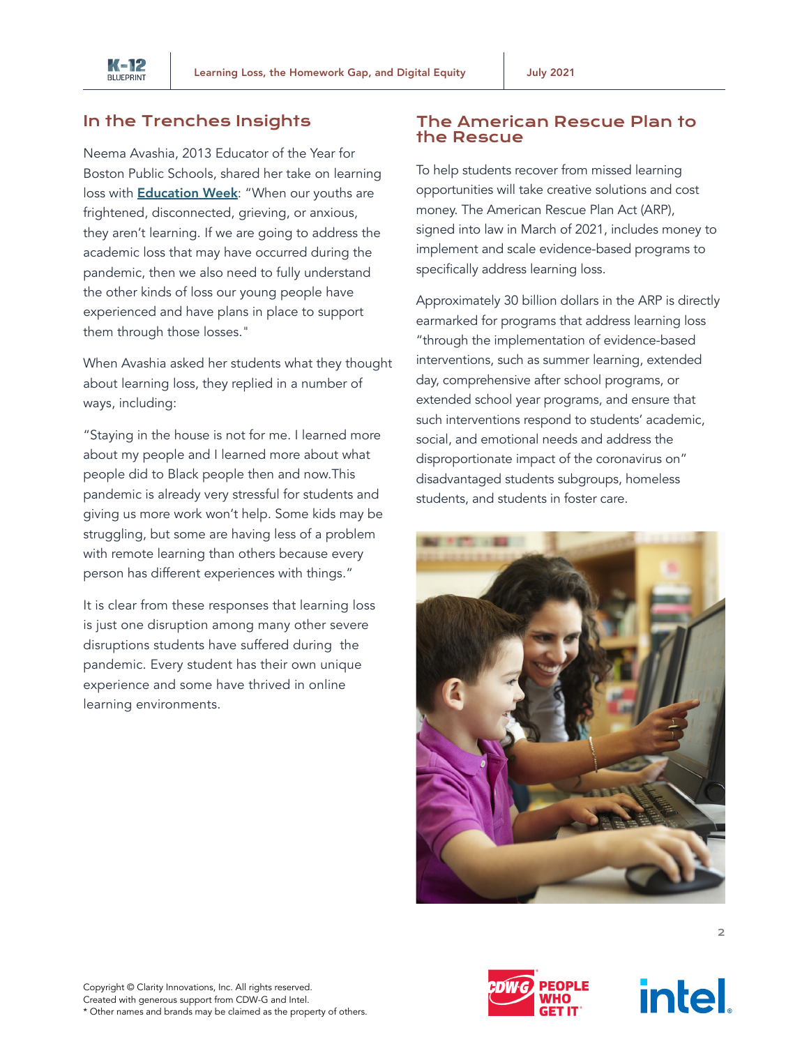## In the Trenches Insights

Neema Avashia, 2013 Educator of the Year for Boston Public Schools, shared her take on learning loss with **Education Week**: "When our youths are frightened, disconnected, grieving, or anxious, they aren't learning. If we are going to address the academic loss that may have occurred during the pandemic, then we also need to fully understand the other kinds of loss our young people have experienced and have plans in place to support them through those losses."

When Avashia asked her students what they thought about learning loss, they replied in a number of ways, including:

"Staying in the house is not for me. I learned more about my people and I learned more about what people did to Black people then and now.This pandemic is already very stressful for students and giving us more work won't help. Some kids may be struggling, but some are having less of a problem with remote learning than others because every person has different experiences with things."

It is clear from these responses that learning loss is just one disruption among many other severe disruptions students have suffered during the pandemic. Every student has their own unique experience and some have thrived in online learning environments.

## The American Rescue Plan to the Rescue

To help students recover from missed learning opportunities will take creative solutions and cost money. The American Rescue Plan Act (ARP), signed into law in March of 2021, includes money to implement and scale evidence-based programs to specifically address learning loss.

Approximately 30 billion dollars in the ARP is directly earmarked for programs that address learning loss "through the implementation of evidence-based interventions, such as summer learning, extended day, comprehensive after school programs, or extended school year programs, and ensure that such interventions respond to students' academic, social, and emotional needs and address the disproportionate impact of the coronavirus on" disadvantaged students subgroups, homeless students, and students in foster care.

Copyright © Clarity Innovations, Inc. All rights reserved.
Created with generous support from CDW-G and Intel.
* Other names and brands may be claimed as the property of others.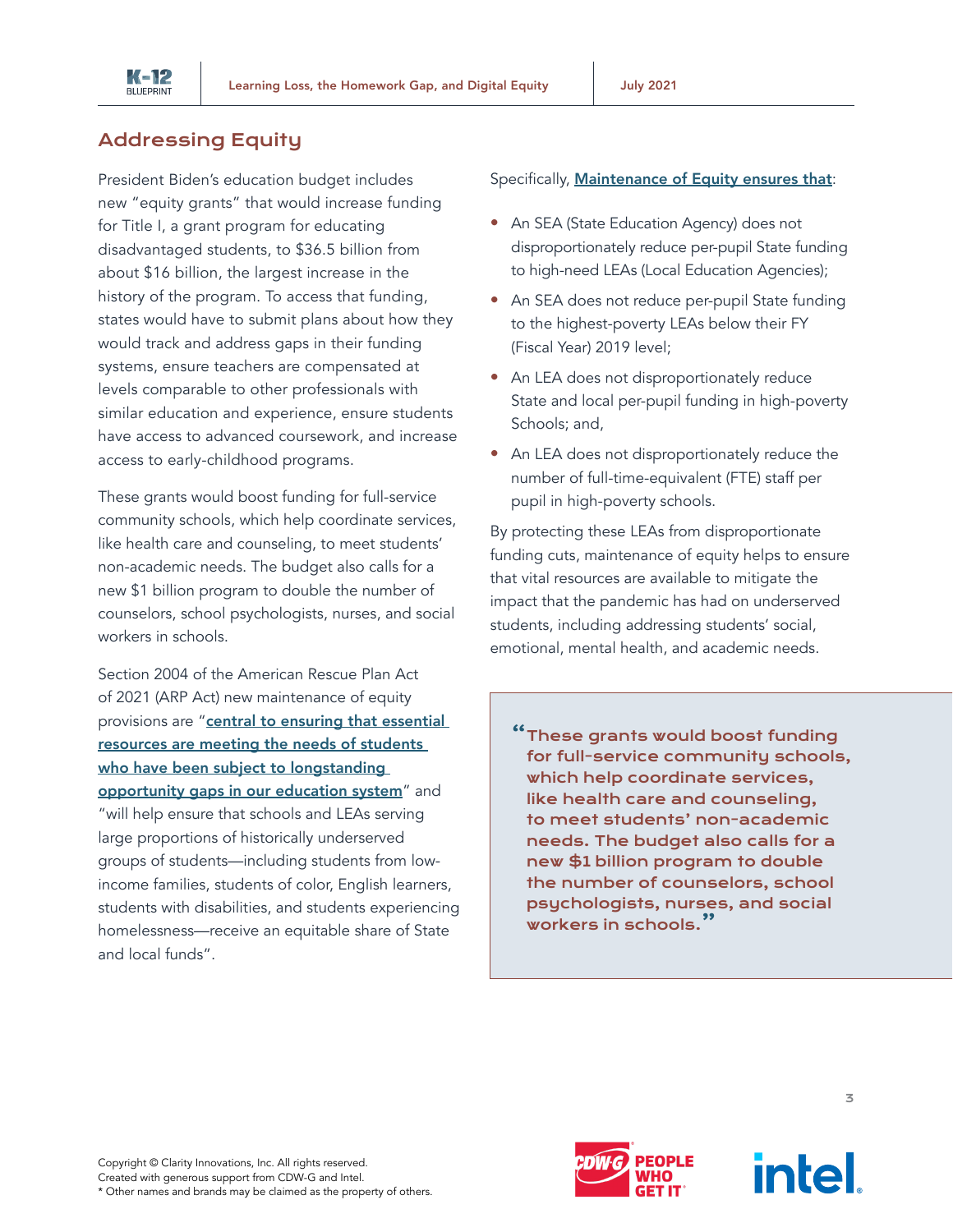## Addressing Equity

President Biden's education budget includes new "equity grants" that would increase funding for Title I, a grant program for educating disadvantaged students, to $36.5 billion from about $16 billion, the largest increase in the history of the program. To access that funding, states would have to submit plans about how they would track and address gaps in their funding systems, ensure teachers are compensated at levels comparable to other professionals with similar education and experience, ensure students have access to advanced coursework, and increase access to early-childhood programs.

These grants would boost funding for full-service community schools, which help coordinate services, like health care and counseling, to meet students' non-academic needs. The budget also calls for a new $1 billion program to double the number of counselors, school psychologists, nurses, and social workers in schools.

Section 2004 of the American Rescue Plan Act of 2021 (ARP Act) new maintenance of equity provisions are "central to ensuring that essential resources are meeting the needs of students who have been subject to longstanding opportunity gaps in our education system" and "will help ensure that schools and LEAs serving large proportions of historically underserved groups of students—including students from low-income families, students of color, English learners, students with disabilities, and students experiencing homelessness—receive an equitable share of State and local funds".

Specifically, Maintenance of Equity ensures that:

- An SEA (State Education Agency) does not disproportionately reduce per-pupil State funding to high-need LEAs (Local Education Agencies);
- An SEA does not reduce per-pupil State funding to the highest-poverty LEAs below their FY (Fiscal Year) 2019 level;
- An LEA does not disproportionately reduce State and local per-pupil funding in high-poverty Schools; and,
- An LEA does not disproportionately reduce the number of full-time-equivalent (FTE) staff per pupil in high-poverty schools.

By protecting these LEAs from disproportionate funding cuts, maintenance of equity helps to ensure that vital resources are available to mitigate the impact that the pandemic has had on underserved students, including addressing students' social, emotional, mental health, and academic needs.

> "These grants would boost funding for full-service community schools, which help coordinate services, like health care and counseling, to meet students' non-academic needs. The budget also calls for a new $1 billion program to double the number of counselors, school psychologists, nurses, and social workers in schools."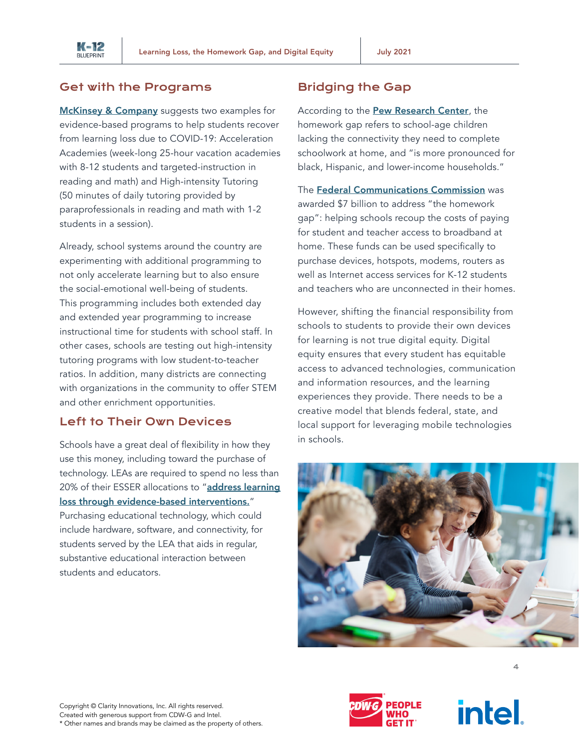## Get with the Programs

McKinsey & Company suggests two examples for evidence-based programs to help students recover from learning loss due to COVID-19: Acceleration Academies (week-long 25-hour vacation academies with 8-12 students and targeted-instruction in reading and math) and High-intensity Tutoring (50 minutes of daily tutoring provided by paraprofessionals in reading and math with 1-2 students in a session).

Already, school systems around the country are experimenting with additional programming to not only accelerate learning but to also ensure the social-emotional well-being of students. This programming includes both extended day and extended year programming to increase instructional time for students with school staff. In other cases, schools are testing out high-intensity tutoring programs with low student-to-teacher ratios. In addition, many districts are connecting with organizations in the community to offer STEM and other enrichment opportunities.

## Left to Their Own Devices

Schools have a great deal of flexibility in how they use this money, including toward the purchase of technology. LEAs are required to spend no less than 20% of their ESSER allocations to "**address learning loss through evidence-based interventions.**" Purchasing educational technology, which could include hardware, software, and connectivity, for students served by the LEA that aids in regular, substantive educational interaction between students and educators.

## Bridging the Gap

According to the **Pew Research Center**, the homework gap refers to school-age children lacking the connectivity they need to complete schoolwork at home, and "is more pronounced for black, Hispanic, and lower-income households."

The **Federal Communications Commission** was awarded $7 billion to address "the homework gap": helping schools recoup the costs of paying for student and teacher access to broadband at home. These funds can be used specifically to purchase devices, hotspots, modems, routers as well as Internet access services for K-12 students and teachers who are unconnected in their homes.

However, shifting the financial responsibility from schools to students to provide their own devices for learning is not true digital equity. Digital equity ensures that every student has equitable access to advanced technologies, communication and information resources, and the learning experiences they provide. There needs to be a creative model that blends federal, state, and local support for leveraging mobile technologies in schools.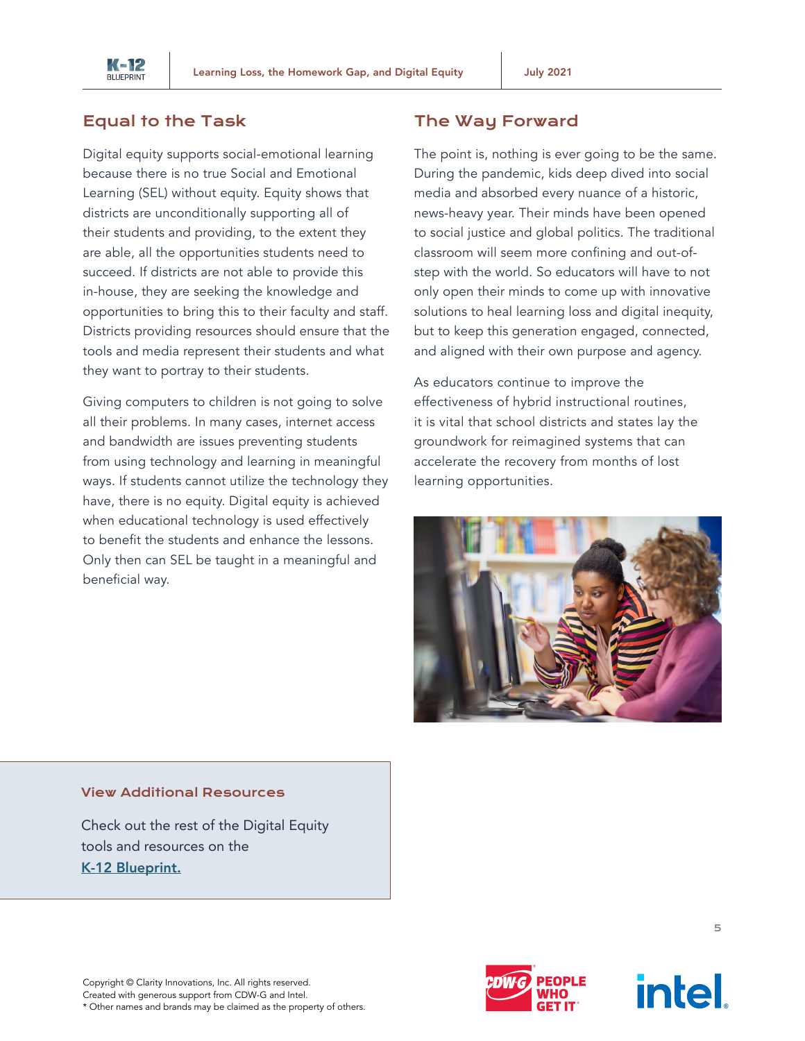## Equal to the Task

Digital equity supports social-emotional learning because there is no true Social and Emotional Learning (SEL) without equity. Equity shows that districts are unconditionally supporting all of their students and providing, to the extent they are able, all the opportunities students need to succeed. If districts are not able to provide this in-house, they are seeking the knowledge and opportunities to bring this to their faculty and staff. Districts providing resources should ensure that the tools and media represent their students and what they want to portray to their students.

Giving computers to children is not going to solve all their problems. In many cases, internet access and bandwidth are issues preventing students from using technology and learning in meaningful ways. If students cannot utilize the technology they have, there is no equity. Digital equity is achieved when educational technology is used effectively to benefit the students and enhance the lessons. Only then can SEL be taught in a meaningful and beneficial way.

## The Way Forward

The point is, nothing is ever going to be the same. During the pandemic, kids deep dived into social media and absorbed every nuance of a historic, news-heavy year. Their minds have been opened to social justice and global politics. The traditional classroom will seem more confining and out-of-step with the world. So educators will have to not only open their minds to come up with innovative solutions to heal learning loss and digital inequity, but to keep this generation engaged, connected, and aligned with their own purpose and agency.

As educators continue to improve the effectiveness of hybrid instructional routines, it is vital that school districts and states lay the groundwork for reimagined systems that can accelerate the recovery from months of lost learning opportunities.

### View Additional Resources

Check out the rest of the Digital Equity tools and resources on the [K-12 Blueprint.]

Copyright © Clarity Innovations, Inc. All rights reserved.
Created with generous support from CDW-G and Intel.
* Other names and brands may be claimed as the property of others.